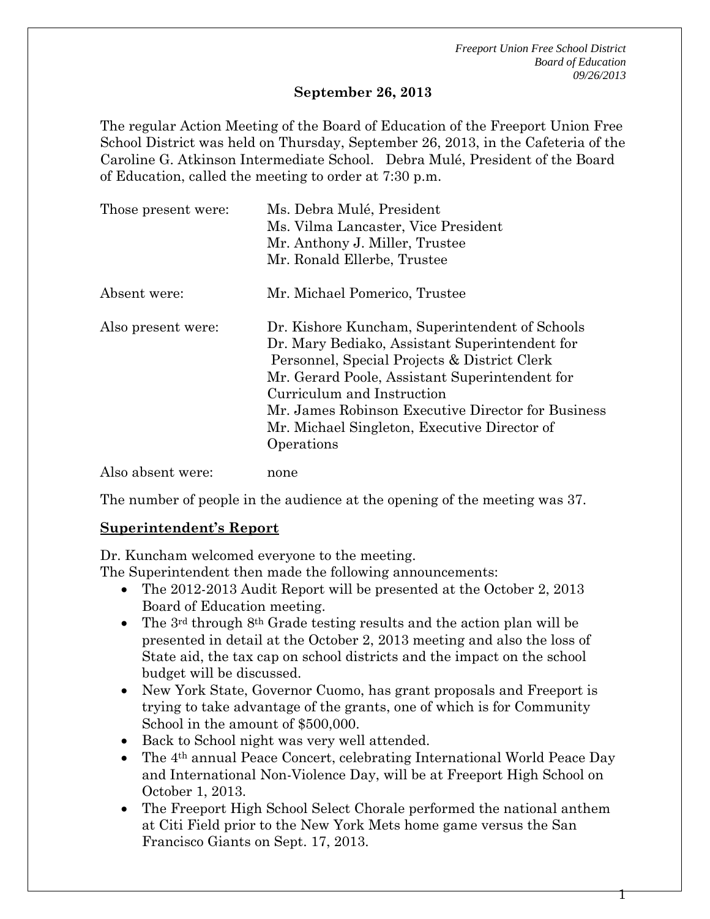**September 26, 2013**

The regular Action Meeting of the Board of Education of the Freeport Union Free School District was held on Thursday, September 26, 2013, in the Cafeteria of the Caroline G. Atkinson Intermediate School. Debra Mulé, President of the Board of Education, called the meeting to order at 7:30 p.m.

| | |
|---|---|
| Those present were: | Ms. Debra Mulé, President<br>Ms. Vilma Lancaster, Vice President<br>Mr. Anthony J. Miller, Trustee<br>Mr. Ronald Ellerbe, Trustee |
| Absent were: | Mr. Michael Pomerico, Trustee |
| Also present were: | Dr. Kishore Kuncham, Superintendent of Schools<br>Dr. Mary Bediako, Assistant Superintendent for Personnel, Special Projects & District Clerk<br>Mr. Gerard Poole, Assistant Superintendent for Curriculum and Instruction<br>Mr. James Robinson Executive Director for Business<br>Mr. Michael Singleton, Executive Director of Operations |
| Also absent were: | none |

The number of people in the audience at the opening of the meeting was 37.

## Superintendent's Report

Dr. Kuncham welcomed everyone to the meeting.
The Superintendent then made the following announcements:

- The 2012-2013 Audit Report will be presented at the October 2, 2013 Board of Education meeting.
- The 3rd through 8th Grade testing results and the action plan will be presented in detail at the October 2, 2013 meeting and also the loss of State aid, the tax cap on school districts and the impact on the school budget will be discussed.
- New York State, Governor Cuomo, has grant proposals and Freeport is trying to take advantage of the grants, one of which is for Community School in the amount of $500,000.
- Back to School night was very well attended.
- The 4th annual Peace Concert, celebrating International World Peace Day and International Non-Violence Day, will be at Freeport High School on October 1, 2013.
- The Freeport High School Select Chorale performed the national anthem at Citi Field prior to the New York Mets home game versus the San Francisco Giants on Sept. 17, 2013.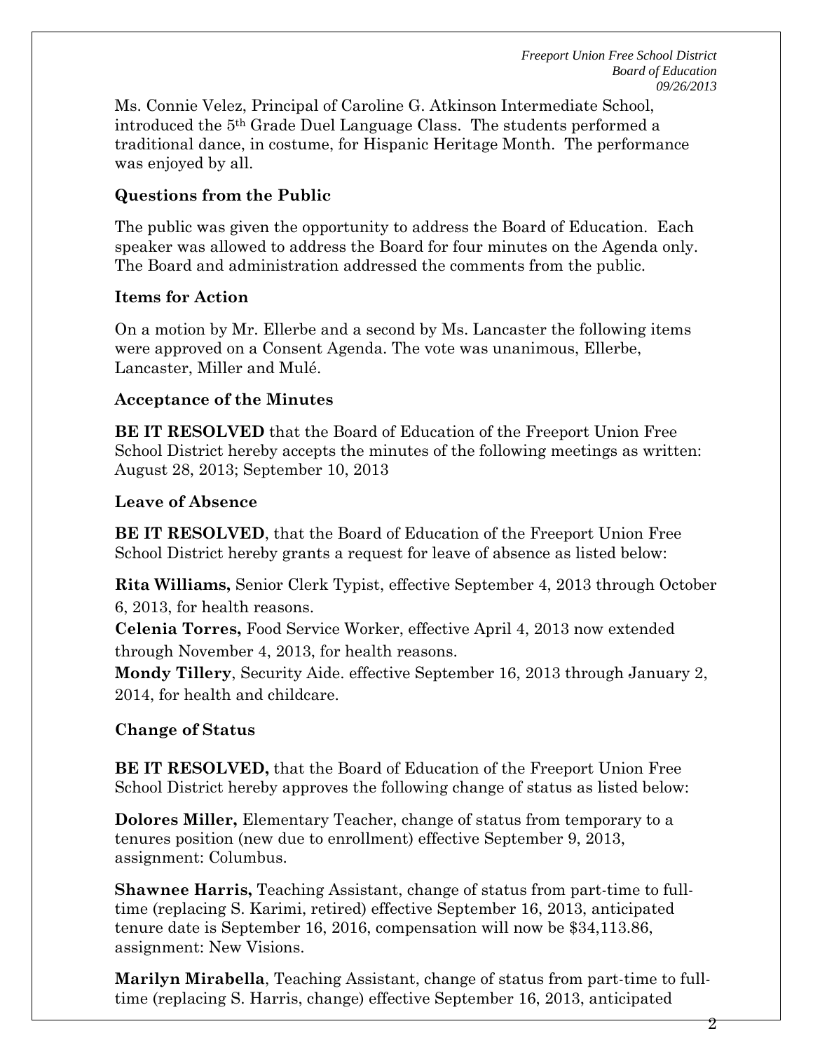Ms. Connie Velez, Principal of Caroline G. Atkinson Intermediate School, introduced the 5th Grade Duel Language Class. The students performed a traditional dance, in costume, for Hispanic Heritage Month. The performance was enjoyed by all.

**Questions from the Public**

The public was given the opportunity to address the Board of Education. Each speaker was allowed to address the Board for four minutes on the Agenda only. The Board and administration addressed the comments from the public.

**Items for Action**

On a motion by Mr. Ellerbe and a second by Ms. Lancaster the following items were approved on a Consent Agenda. The vote was unanimous, Ellerbe, Lancaster, Miller and Mulé.

**Acceptance of the Minutes**

**BE IT RESOLVED** that the Board of Education of the Freeport Union Free School District hereby accepts the minutes of the following meetings as written: August 28, 2013; September 10, 2013

**Leave of Absence**

**BE IT RESOLVED**, that the Board of Education of the Freeport Union Free School District hereby grants a request for leave of absence as listed below:

**Rita Williams,** Senior Clerk Typist, effective September 4, 2013 through October 6, 2013, for health reasons.

**Celenia Torres,** Food Service Worker, effective April 4, 2013 now extended through November 4, 2013, for health reasons.

**Mondy Tillery**, Security Aide. effective September 16, 2013 through January 2, 2014, for health and childcare.

**Change of Status**

**BE IT RESOLVED,** that the Board of Education of the Freeport Union Free School District hereby approves the following change of status as listed below:

**Dolores Miller,** Elementary Teacher, change of status from temporary to a tenures position (new due to enrollment) effective September 9, 2013, assignment: Columbus.

**Shawnee Harris,** Teaching Assistant, change of status from part-time to full-time (replacing S. Karimi, retired) effective September 16, 2013, anticipated tenure date is September 16, 2016, compensation will now be $34,113.86, assignment: New Visions.

**Marilyn Mirabella**, Teaching Assistant, change of status from part-time to full-time (replacing S. Harris, change) effective September 16, 2013, anticipated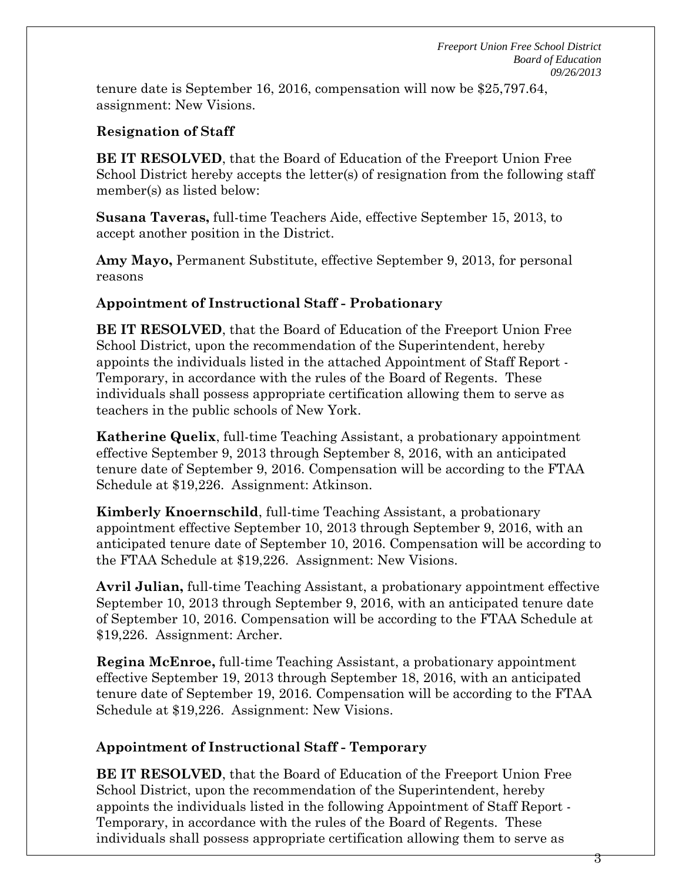tenure date is September 16, 2016, compensation will now be $25,797.64, assignment: New Visions.

**Resignation of Staff**

**BE IT RESOLVED**, that the Board of Education of the Freeport Union Free School District hereby accepts the letter(s) of resignation from the following staff member(s) as listed below:

**Susana Taveras,** full-time Teachers Aide, effective September 15, 2013, to accept another position in the District.

**Amy Mayo,** Permanent Substitute, effective September 9, 2013, for personal reasons

**Appointment of Instructional Staff - Probationary**

**BE IT RESOLVED**, that the Board of Education of the Freeport Union Free School District, upon the recommendation of the Superintendent, hereby appoints the individuals listed in the attached Appointment of Staff Report - Temporary, in accordance with the rules of the Board of Regents. These individuals shall possess appropriate certification allowing them to serve as teachers in the public schools of New York.

**Katherine Quelix**, full-time Teaching Assistant, a probationary appointment effective September 9, 2013 through September 8, 2016, with an anticipated tenure date of September 9, 2016. Compensation will be according to the FTAA Schedule at $19,226. Assignment: Atkinson.

**Kimberly Knoernschild**, full-time Teaching Assistant, a probationary appointment effective September 10, 2013 through September 9, 2016, with an anticipated tenure date of September 10, 2016. Compensation will be according to the FTAA Schedule at $19,226. Assignment: New Visions.

**Avril Julian,** full-time Teaching Assistant, a probationary appointment effective September 10, 2013 through September 9, 2016, with an anticipated tenure date of September 10, 2016. Compensation will be according to the FTAA Schedule at $19,226. Assignment: Archer.

**Regina McEnroe,** full-time Teaching Assistant, a probationary appointment effective September 19, 2013 through September 18, 2016, with an anticipated tenure date of September 19, 2016. Compensation will be according to the FTAA Schedule at $19,226. Assignment: New Visions.

**Appointment of Instructional Staff - Temporary**

**BE IT RESOLVED**, that the Board of Education of the Freeport Union Free School District, upon the recommendation of the Superintendent, hereby appoints the individuals listed in the following Appointment of Staff Report - Temporary, in accordance with the rules of the Board of Regents. These individuals shall possess appropriate certification allowing them to serve as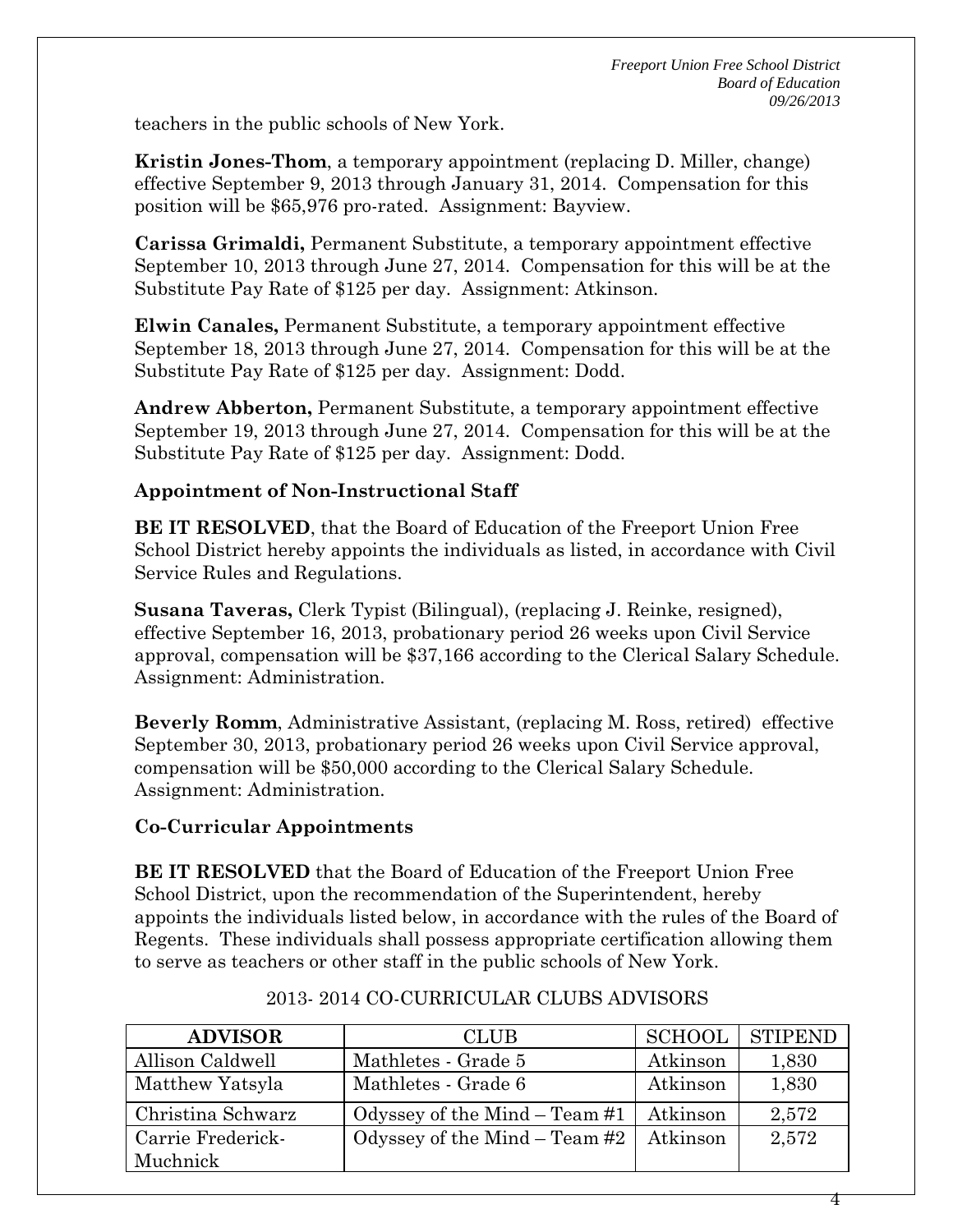teachers in the public schools of New York.

**Kristin Jones-Thom**, a temporary appointment (replacing D. Miller, change) effective September 9, 2013 through January 31, 2014. Compensation for this position will be $65,976 pro-rated. Assignment: Bayview.

**Carissa Grimaldi,** Permanent Substitute, a temporary appointment effective September 10, 2013 through June 27, 2014. Compensation for this will be at the Substitute Pay Rate of $125 per day. Assignment: Atkinson.

**Elwin Canales,** Permanent Substitute, a temporary appointment effective September 18, 2013 through June 27, 2014. Compensation for this will be at the Substitute Pay Rate of $125 per day. Assignment: Dodd.

**Andrew Abberton,** Permanent Substitute, a temporary appointment effective September 19, 2013 through June 27, 2014. Compensation for this will be at the Substitute Pay Rate of $125 per day. Assignment: Dodd.

**Appointment of Non-Instructional Staff**

**BE IT RESOLVED**, that the Board of Education of the Freeport Union Free School District hereby appoints the individuals as listed, in accordance with Civil Service Rules and Regulations.

**Susana Taveras,** Clerk Typist (Bilingual), (replacing J. Reinke, resigned), effective September 16, 2013, probationary period 26 weeks upon Civil Service approval, compensation will be $37,166 according to the Clerical Salary Schedule. Assignment: Administration.

**Beverly Romm**, Administrative Assistant, (replacing M. Ross, retired) effective September 30, 2013, probationary period 26 weeks upon Civil Service approval, compensation will be $50,000 according to the Clerical Salary Schedule. Assignment: Administration.

**Co-Curricular Appointments**

**BE IT RESOLVED** that the Board of Education of the Freeport Union Free School District, upon the recommendation of the Superintendent, hereby appoints the individuals listed below, in accordance with the rules of the Board of Regents. These individuals shall possess appropriate certification allowing them to serve as teachers or other staff in the public schools of New York.

2013- 2014 CO-CURRICULAR CLUBS ADVISORS

| ADVISOR | CLUB | SCHOOL | STIPEND |
|---|---|---|---|
| Allison Caldwell | Mathletes - Grade 5 | Atkinson | 1,830 |
| Matthew Yatsyla | Mathletes - Grade 6 | Atkinson | 1,830 |
| Christina Schwarz | Odyssey of the Mind – Team #1 | Atkinson | 2,572 |
| Carrie Frederick-Muchnick | Odyssey of the Mind – Team #2 | Atkinson | 2,572 |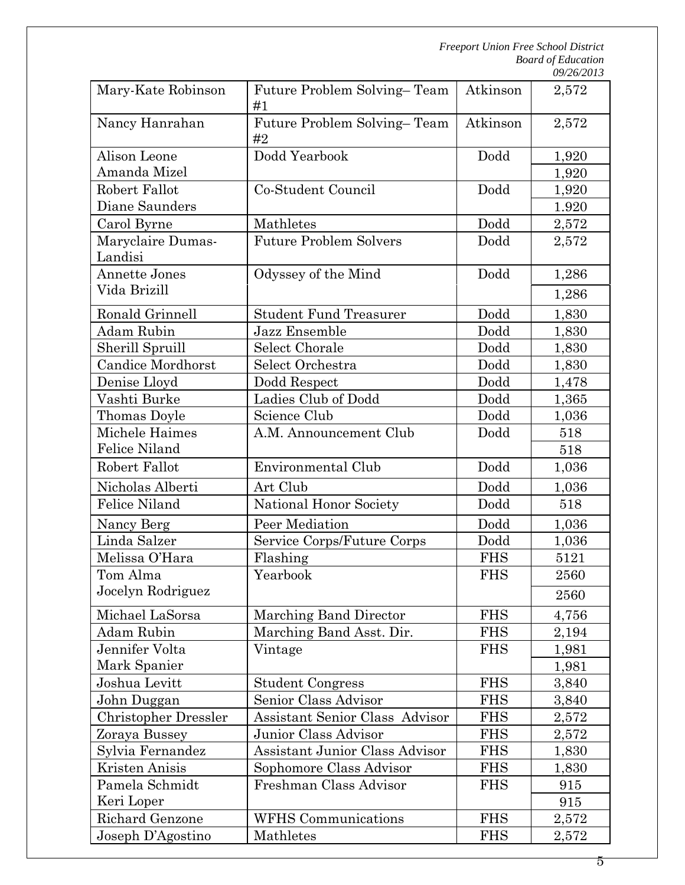| Mary-Kate Robinson | Future Problem Solving– Team #1 | Atkinson | 2,572 |
|---|---|---|---|
| Nancy Hanrahan | Future Problem Solving– Team #2 | Atkinson | 2,572 |
| Alison Leone<br>Amanda Mizel | Dodd Yearbook | Dodd | 1,920<br>1,920 |
| Robert Fallot<br>Diane Saunders | Co-Student Council | Dodd | 1,920<br>1.920 |
| Carol Byrne | Mathletes | Dodd | 2,572 |
| Maryclaire Dumas-Landisi | Future Problem Solvers | Dodd | 2,572 |
| Annette Jones<br>Vida Brizill | Odyssey of the Mind | Dodd | 1,286<br>1,286 |
| Ronald Grinnell | Student Fund Treasurer | Dodd | 1,830 |
| Adam Rubin | Jazz Ensemble | Dodd | 1,830 |
| Sherill Spruill | Select Chorale | Dodd | 1,830 |
| Candice Mordhorst | Select Orchestra | Dodd | 1,830 |
| Denise Lloyd | Dodd Respect | Dodd | 1,478 |
| Vashti Burke | Ladies Club of Dodd | Dodd | 1,365 |
| Thomas Doyle | Science Club | Dodd | 1,036 |
| Michele Haimes<br>Felice Niland | A.M. Announcement Club | Dodd | 518<br>518 |
| Robert Fallot | Environmental Club | Dodd | 1,036 |
| Nicholas Alberti | Art Club | Dodd | 1,036 |
| Felice Niland | National Honor Society | Dodd | 518 |
| Nancy Berg | Peer Mediation | Dodd | 1,036 |
| Linda Salzer | Service Corps/Future Corps | Dodd | 1,036 |
| Melissa O'Hara | Flashing | FHS | 5121 |
| Tom Alma<br>Jocelyn Rodriguez | Yearbook | FHS | 2560<br>2560 |
| Michael LaSorsa | Marching Band Director | FHS | 4,756 |
| Adam Rubin | Marching Band Asst. Dir. | FHS | 2,194 |
| Jennifer Volta<br>Mark Spanier | Vintage | FHS | 1,981<br>1,981 |
| Joshua Levitt | Student Congress | FHS | 3,840 |
| John Duggan | Senior Class Advisor | FHS | 3,840 |
| Christopher Dressler | Assistant Senior Class Advisor | FHS | 2,572 |
| Zoraya Bussey | Junior Class Advisor | FHS | 2,572 |
| Sylvia Fernandez | Assistant Junior Class Advisor | FHS | 1,830 |
| Kristen Anisis | Sophomore Class Advisor | FHS | 1,830 |
| Pamela Schmidt<br>Keri Loper | Freshman Class Advisor | FHS | 915<br>915 |
| Richard Genzone | WFHS Communications | FHS | 2,572 |
| Joseph D'Agostino | Mathletes | FHS | 2,572 |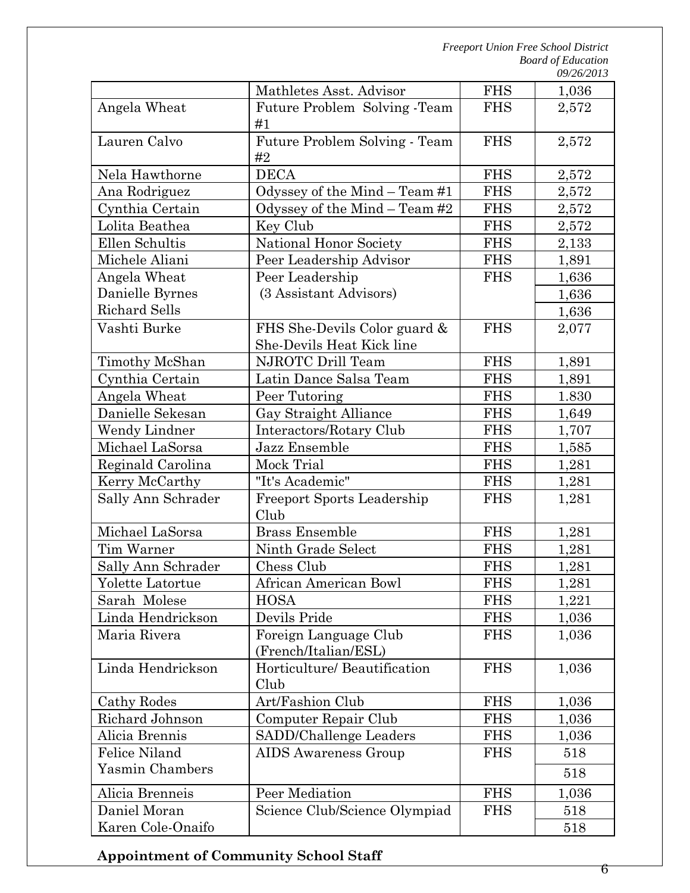| | | | |
|---|---|---|---|
| | Mathletes Asst. Advisor | FHS | 1,036 |
| Angela Wheat | Future Problem Solving -Team #1 | FHS | 2,572 |
| Lauren Calvo | Future Problem Solving - Team #2 | FHS | 2,572 |
| Nela Hawthorne | DECA | FHS | 2,572 |
| Ana Rodriguez | Odyssey of the Mind – Team #1 | FHS | 2,572 |
| Cynthia Certain | Odyssey of the Mind – Team #2 | FHS | 2,572 |
| Lolita Beathea | Key Club | FHS | 2,572 |
| Ellen Schultis | National Honor Society | FHS | 2,133 |
| Michele Aliani | Peer Leadership Advisor | FHS | 1,891 |
| Angela Wheat | Peer Leadership (3 Assistant Advisors) | FHS | 1,636 |
| Danielle Byrnes | | | 1,636 |
| Richard Sells | | | 1,636 |
| Vashti Burke | FHS She-Devils Color guard & She-Devils Heat Kick line | FHS | 2,077 |
| Timothy McShan | NJROTC Drill Team | FHS | 1,891 |
| Cynthia Certain | Latin Dance Salsa Team | FHS | 1,891 |
| Angela Wheat | Peer Tutoring | FHS | 1.830 |
| Danielle Sekesan | Gay Straight Alliance | FHS | 1,649 |
| Wendy Lindner | Interactors/Rotary Club | FHS | 1,707 |
| Michael LaSorsa | Jazz Ensemble | FHS | 1,585 |
| Reginald Carolina | Mock Trial | FHS | 1,281 |
| Kerry McCarthy | "It's Academic" | FHS | 1,281 |
| Sally Ann Schrader | Freeport Sports Leadership Club | FHS | 1,281 |
| Michael LaSorsa | Brass Ensemble | FHS | 1,281 |
| Tim Warner | Ninth Grade Select | FHS | 1,281 |
| Sally Ann Schrader | Chess Club | FHS | 1,281 |
| Yolette Latortue | African American Bowl | FHS | 1,281 |
| Sarah Molese | HOSA | FHS | 1,221 |
| Linda Hendrickson | Devils Pride | FHS | 1,036 |
| Maria Rivera | Foreign Language Club (French/Italian/ESL) | FHS | 1,036 |
| Linda Hendrickson | Horticulture/ Beautification Club | FHS | 1,036 |
| Cathy Rodes | Art/Fashion Club | FHS | 1,036 |
| Richard Johnson | Computer Repair Club | FHS | 1,036 |
| Alicia Brennis | SADD/Challenge Leaders | FHS | 1,036 |
| Felice Niland | AIDS Awareness Group | FHS | 518 |
| Yasmin Chambers | | | 518 |
| Alicia Brenneis | Peer Mediation | FHS | 1,036 |
| Daniel Moran | Science Club/Science Olympiad | FHS | 518 |
| Karen Cole-Onaifo | | | 518 |

**Appointment of Community School Staff**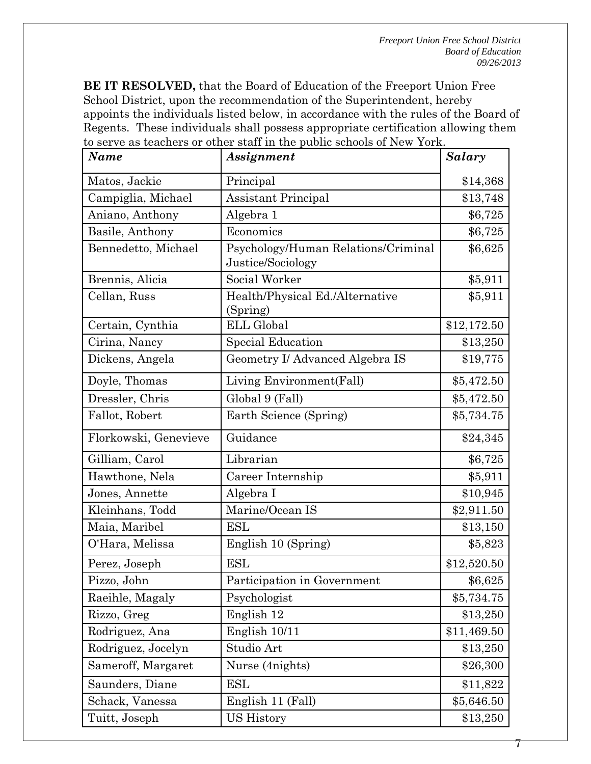**BE IT RESOLVED,** that the Board of Education of the Freeport Union Free School District, upon the recommendation of the Superintendent, hereby appoints the individuals listed below, in accordance with the rules of the Board of Regents. These individuals shall possess appropriate certification allowing them to serve as teachers or other staff in the public schools of New York.

| *Name* | *Assignment* | *Salary* |
|---|---|---|
| Matos, Jackie | Principal | $14,368 |
| Campiglia, Michael | Assistant Principal | $13,748 |
| Aniano, Anthony | Algebra 1 | $6,725 |
| Basile, Anthony | Economics | $6,725 |
| Bennedetto, Michael | Psychology/Human Relations/Criminal Justice/Sociology | $6,625 |
| Brennis, Alicia | Social Worker | $5,911 |
| Cellan, Russ | Health/Physical Ed./Alternative (Spring) | $5,911 |
| Certain, Cynthia | ELL Global | $12,172.50 |
| Cirina, Nancy | Special Education | $13,250 |
| Dickens, Angela | Geometry I/ Advanced Algebra IS | $19,775 |
| Doyle, Thomas | Living Environment(Fall) | $5,472.50 |
| Dressler, Chris | Global 9 (Fall) | $5,472.50 |
| Fallot, Robert | Earth Science (Spring) | $5,734.75 |
| Florkowski, Genevieve | Guidance | $24,345 |
| Gilliam, Carol | Librarian | $6,725 |
| Hawthone, Nela | Career Internship | $5,911 |
| Jones, Annette | Algebra I | $10,945 |
| Kleinhans, Todd | Marine/Ocean IS | $2,911.50 |
| Maia, Maribel | ESL | $13,150 |
| O'Hara, Melissa | English 10 (Spring) | $5,823 |
| Perez, Joseph | ESL | $12,520.50 |
| Pizzo, John | Participation in Government | $6,625 |
| Raeihle, Magaly | Psychologist | $5,734.75 |
| Rizzo, Greg | English 12 | $13,250 |
| Rodriguez, Ana | English 10/11 | $11,469.50 |
| Rodriguez, Jocelyn | Studio Art | $13,250 |
| Sameroff, Margaret | Nurse (4nights) | $26,300 |
| Saunders, Diane | ESL | $11,822 |
| Schack, Vanessa | English 11 (Fall) | $5,646.50 |
| Tuitt, Joseph | US History | $13,250 |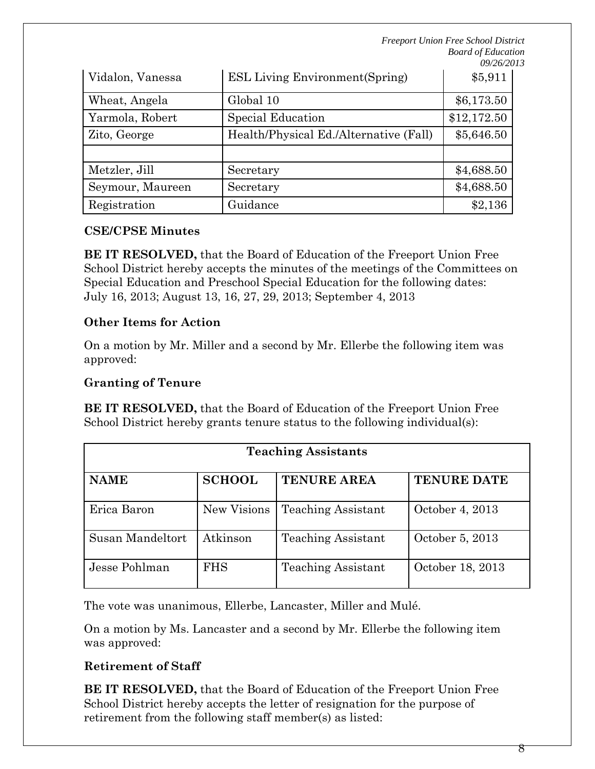| Vidalon, Vanessa | ESL Living Environment(Spring) | $5,911 |
|---|---|---|
| Wheat, Angela | Global 10 | $6,173.50 |
| Yarmola, Robert | Special Education | $12,172.50 |
| Zito, George | Health/Physical Ed./Alternative (Fall) | $5,646.50 |
| | | |
| Metzler, Jill | Secretary | $4,688.50 |
| Seymour, Maureen | Secretary | $4,688.50 |
| Registration | Guidance | $2,136 |

**CSE/CPSE Minutes**

**BE IT RESOLVED,** that the Board of Education of the Freeport Union Free School District hereby accepts the minutes of the meetings of the Committees on Special Education and Preschool Special Education for the following dates: July 16, 2013; August 13, 16, 27, 29, 2013; September 4, 2013

**Other Items for Action**

On a motion by Mr. Miller and a second by Mr. Ellerbe the following item was approved:

**Granting of Tenure**

**BE IT RESOLVED,** that the Board of Education of the Freeport Union Free School District hereby grants tenure status to the following individual(s):

| Teaching Assistants | | | |
|---|---|---|---|
| **NAME** | **SCHOOL** | **TENURE AREA** | **TENURE DATE** |
| Erica Baron | New Visions | Teaching Assistant | October 4, 2013 |
| Susan Mandeltort | Atkinson | Teaching Assistant | October 5, 2013 |
| Jesse Pohlman | FHS | Teaching Assistant | October 18, 2013 |

The vote was unanimous, Ellerbe, Lancaster, Miller and Mulé.

On a motion by Ms. Lancaster and a second by Mr. Ellerbe the following item was approved:

**Retirement of Staff**

**BE IT RESOLVED,** that the Board of Education of the Freeport Union Free School District hereby accepts the letter of resignation for the purpose of retirement from the following staff member(s) as listed: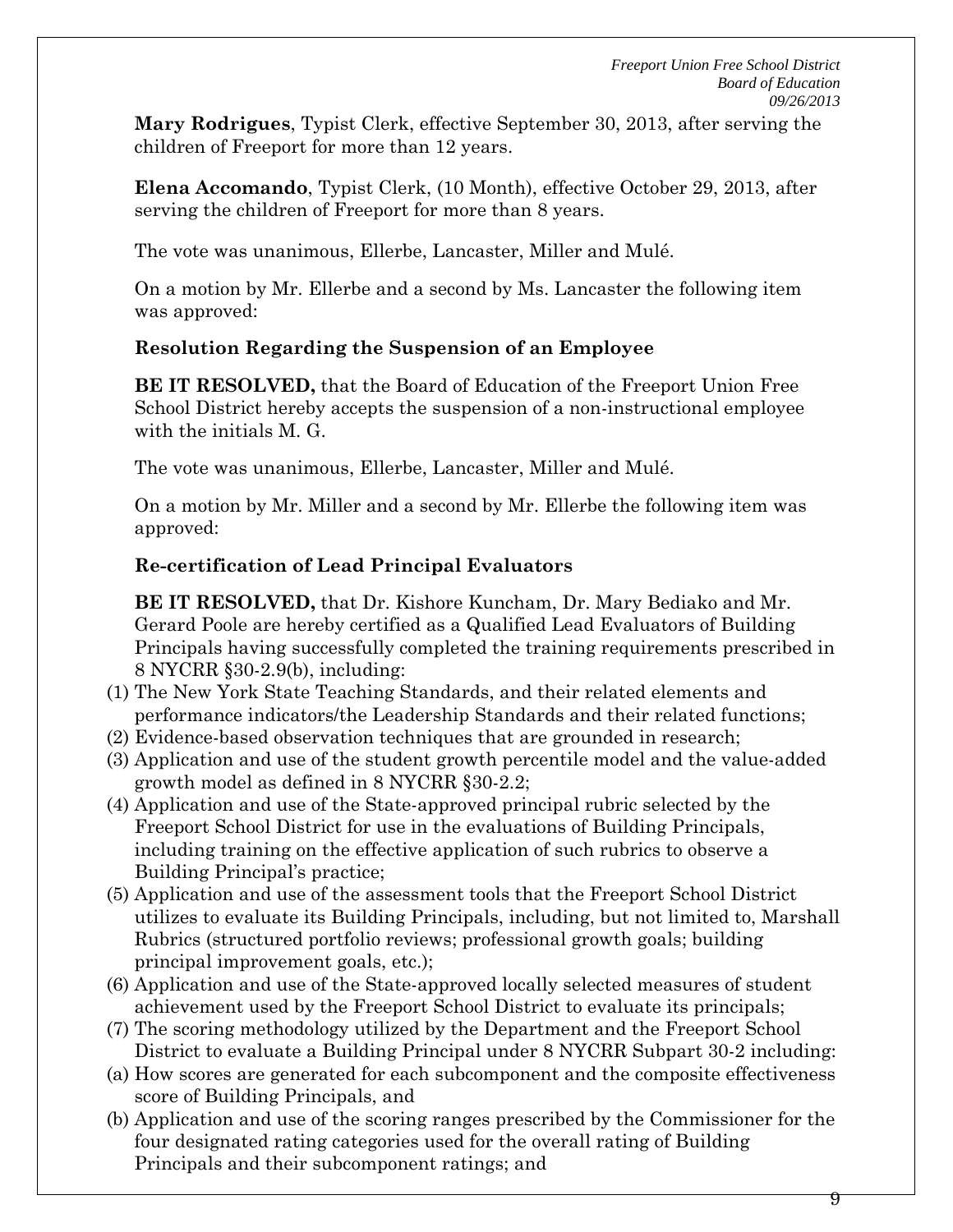**Mary Rodrigues**, Typist Clerk, effective September 30, 2013, after serving the children of Freeport for more than 12 years.

**Elena Accomando**, Typist Clerk, (10 Month), effective October 29, 2013, after serving the children of Freeport for more than 8 years.

The vote was unanimous, Ellerbe, Lancaster, Miller and Mulé.

On a motion by Mr. Ellerbe and a second by Ms. Lancaster the following item was approved:

**Resolution Regarding the Suspension of an Employee**

**BE IT RESOLVED,** that the Board of Education of the Freeport Union Free School District hereby accepts the suspension of a non-instructional employee with the initials M. G.

The vote was unanimous, Ellerbe, Lancaster, Miller and Mulé.

On a motion by Mr. Miller and a second by Mr. Ellerbe the following item was approved:

**Re-certification of Lead Principal Evaluators**

**BE IT RESOLVED,** that Dr. Kishore Kuncham, Dr. Mary Bediako and Mr. Gerard Poole are hereby certified as a Qualified Lead Evaluators of Building Principals having successfully completed the training requirements prescribed in 8 NYCRR §30-2.9(b), including:

(1) The New York State Teaching Standards, and their related elements and performance indicators/the Leadership Standards and their related functions;
(2) Evidence-based observation techniques that are grounded in research;
(3) Application and use of the student growth percentile model and the value-added growth model as defined in 8 NYCRR §30-2.2;
(4) Application and use of the State-approved principal rubric selected by the Freeport School District for use in the evaluations of Building Principals, including training on the effective application of such rubrics to observe a Building Principal's practice;
(5) Application and use of the assessment tools that the Freeport School District utilizes to evaluate its Building Principals, including, but not limited to, Marshall Rubrics (structured portfolio reviews; professional growth goals; building principal improvement goals, etc.);
(6) Application and use of the State-approved locally selected measures of student achievement used by the Freeport School District to evaluate its principals;
(7) The scoring methodology utilized by the Department and the Freeport School District to evaluate a Building Principal under 8 NYCRR Subpart 30-2 including:
(a) How scores are generated for each subcomponent and the composite effectiveness score of Building Principals, and
(b) Application and use of the scoring ranges prescribed by the Commissioner for the four designated rating categories used for the overall rating of Building Principals and their subcomponent ratings; and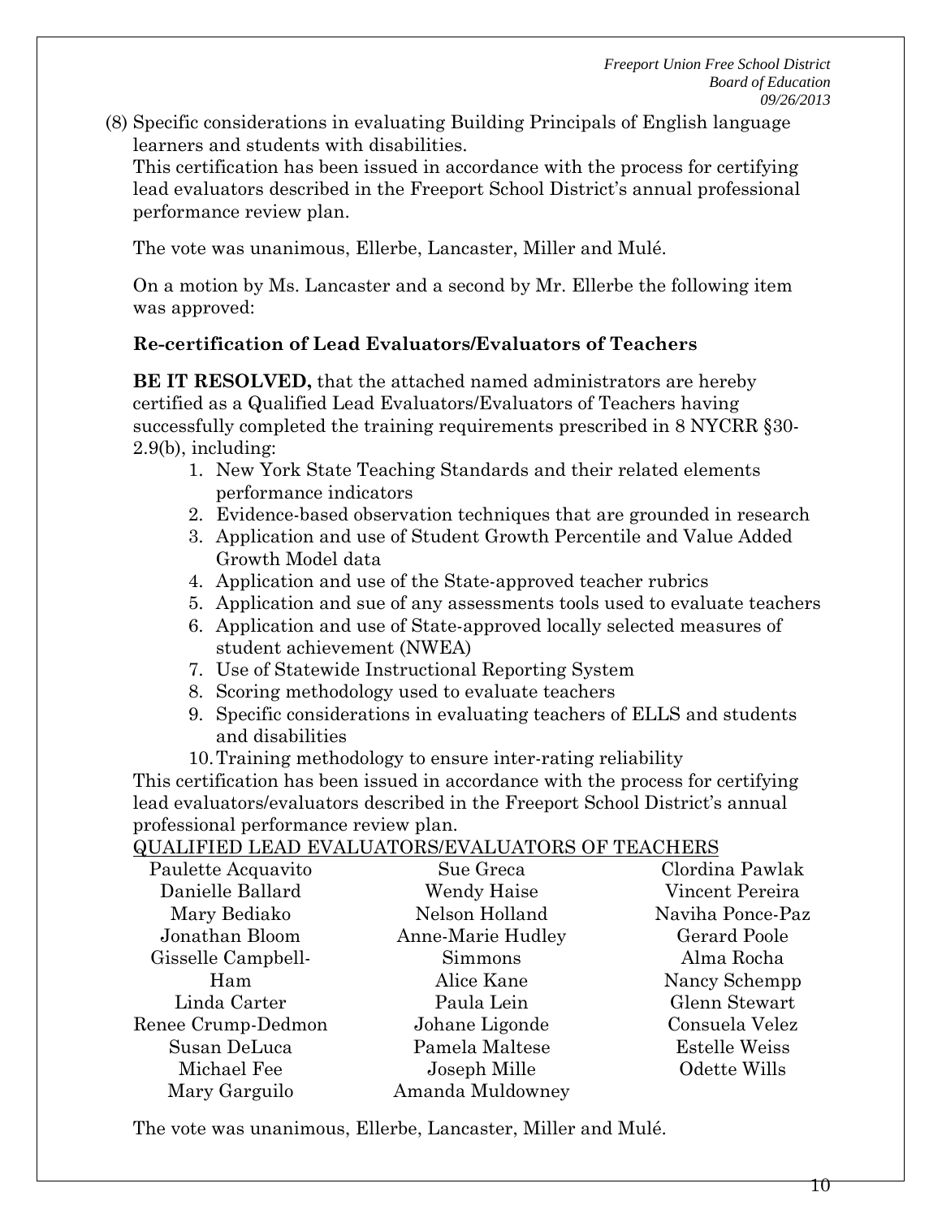(8) Specific considerations in evaluating Building Principals of English language learners and students with disabilities.
This certification has been issued in accordance with the process for certifying lead evaluators described in the Freeport School District's annual professional performance review plan.

The vote was unanimous, Ellerbe, Lancaster, Miller and Mulé.

On a motion by Ms. Lancaster and a second by Mr. Ellerbe the following item was approved:

**Re-certification of Lead Evaluators/Evaluators of Teachers**

**BE IT RESOLVED,** that the attached named administrators are hereby certified as a Qualified Lead Evaluators/Evaluators of Teachers having successfully completed the training requirements prescribed in 8 NYCRR §30-2.9(b), including:

1. New York State Teaching Standards and their related elements performance indicators
2. Evidence-based observation techniques that are grounded in research
3. Application and use of Student Growth Percentile and Value Added Growth Model data
4. Application and use of the State-approved teacher rubrics
5. Application and sue of any assessments tools used to evaluate teachers
6. Application and use of State-approved locally selected measures of student achievement (NWEA)
7. Use of Statewide Instructional Reporting System
8. Scoring methodology used to evaluate teachers
9. Specific considerations in evaluating teachers of ELLS and students and disabilities
10. Training methodology to ensure inter-rating reliability

This certification has been issued in accordance with the process for certifying lead evaluators/evaluators described in the Freeport School District's annual professional performance review plan.

QUALIFIED LEAD EVALUATORS/EVALUATORS OF TEACHERS

Paulette Acquavito
Danielle Ballard
Mary Bediako
Jonathan Bloom
Gisselle Campbell-Ham
Linda Carter
Renee Crump-Dedmon
Susan DeLuca
Michael Fee
Mary Garguilo
Sue Greca
Wendy Haise
Nelson Holland
Anne-Marie Hudley Simmons
Alice Kane
Paula Lein
Johane Ligonde
Pamela Maltese
Joseph Mille
Amanda Muldowney
Clordina Pawlak
Vincent Pereira
Naviha Ponce-Paz
Gerard Poole
Alma Rocha
Nancy Schempp
Glenn Stewart
Consuela Velez
Estelle Weiss
Odette Wills

The vote was unanimous, Ellerbe, Lancaster, Miller and Mulé.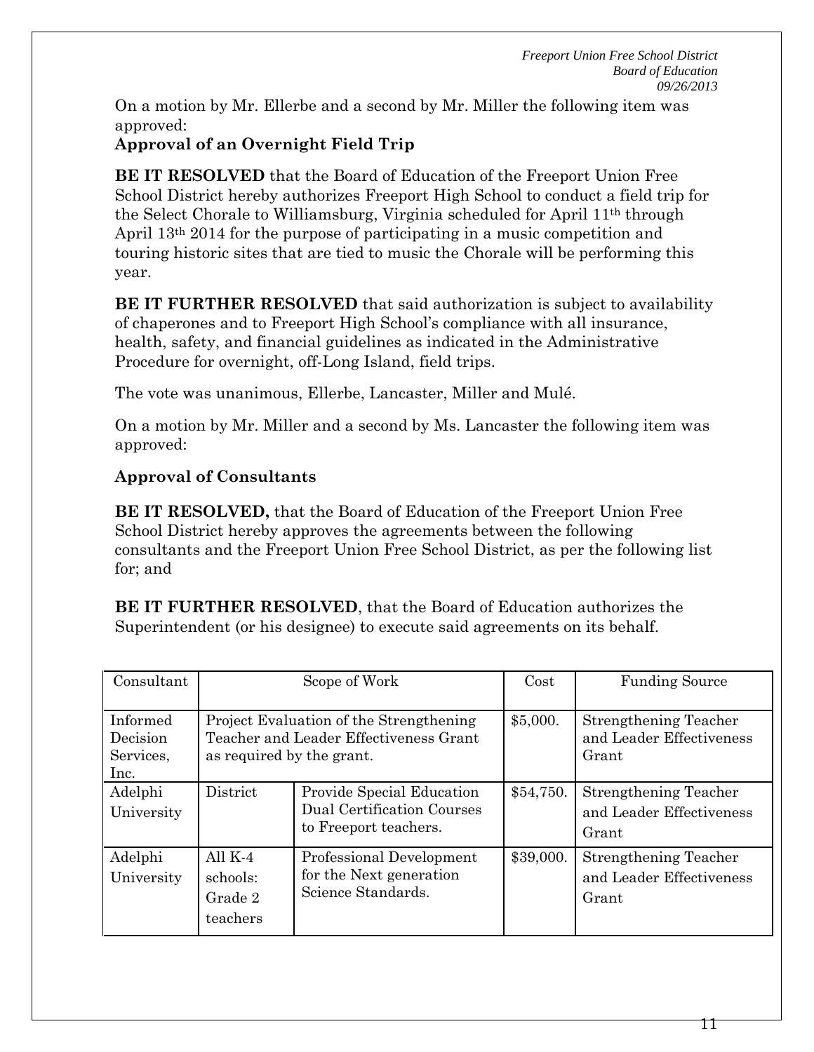On a motion by Mr. Ellerbe and a second by Mr. Miller the following item was approved:

**Approval of an Overnight Field Trip**

**BE IT RESOLVED** that the Board of Education of the Freeport Union Free School District hereby authorizes Freeport High School to conduct a field trip for the Select Chorale to Williamsburg, Virginia scheduled for April 11th through April 13th 2014 for the purpose of participating in a music competition and touring historic sites that are tied to music the Chorale will be performing this year.

**BE IT FURTHER RESOLVED** that said authorization is subject to availability of chaperones and to Freeport High School's compliance with all insurance, health, safety, and financial guidelines as indicated in the Administrative Procedure for overnight, off-Long Island, field trips.

The vote was unanimous, Ellerbe, Lancaster, Miller and Mulé.

On a motion by Mr. Miller and a second by Ms. Lancaster the following item was approved:

**Approval of Consultants**

**BE IT RESOLVED,** that the Board of Education of the Freeport Union Free School District hereby approves the agreements between the following consultants and the Freeport Union Free School District, as per the following list for; and

**BE IT FURTHER RESOLVED**, that the Board of Education authorizes the Superintendent (or his designee) to execute said agreements on its behalf.

| Consultant | Scope of Work | | Cost | Funding Source |
|---|---|---|---|---|
| Informed Decision Services, Inc. | Project Evaluation of the Strengthening Teacher and Leader Effectiveness Grant as required by the grant. | | $5,000. | Strengthening Teacher and Leader Effectiveness Grant |
| Adelphi University | District | Provide Special Education Dual Certification Courses to Freeport teachers. | $54,750. | Strengthening Teacher and Leader Effectiveness Grant |
| Adelphi University | All K-4 schools: Grade 2 teachers | Professional Development for the Next generation Science Standards. | $39,000. | Strengthening Teacher and Leader Effectiveness Grant |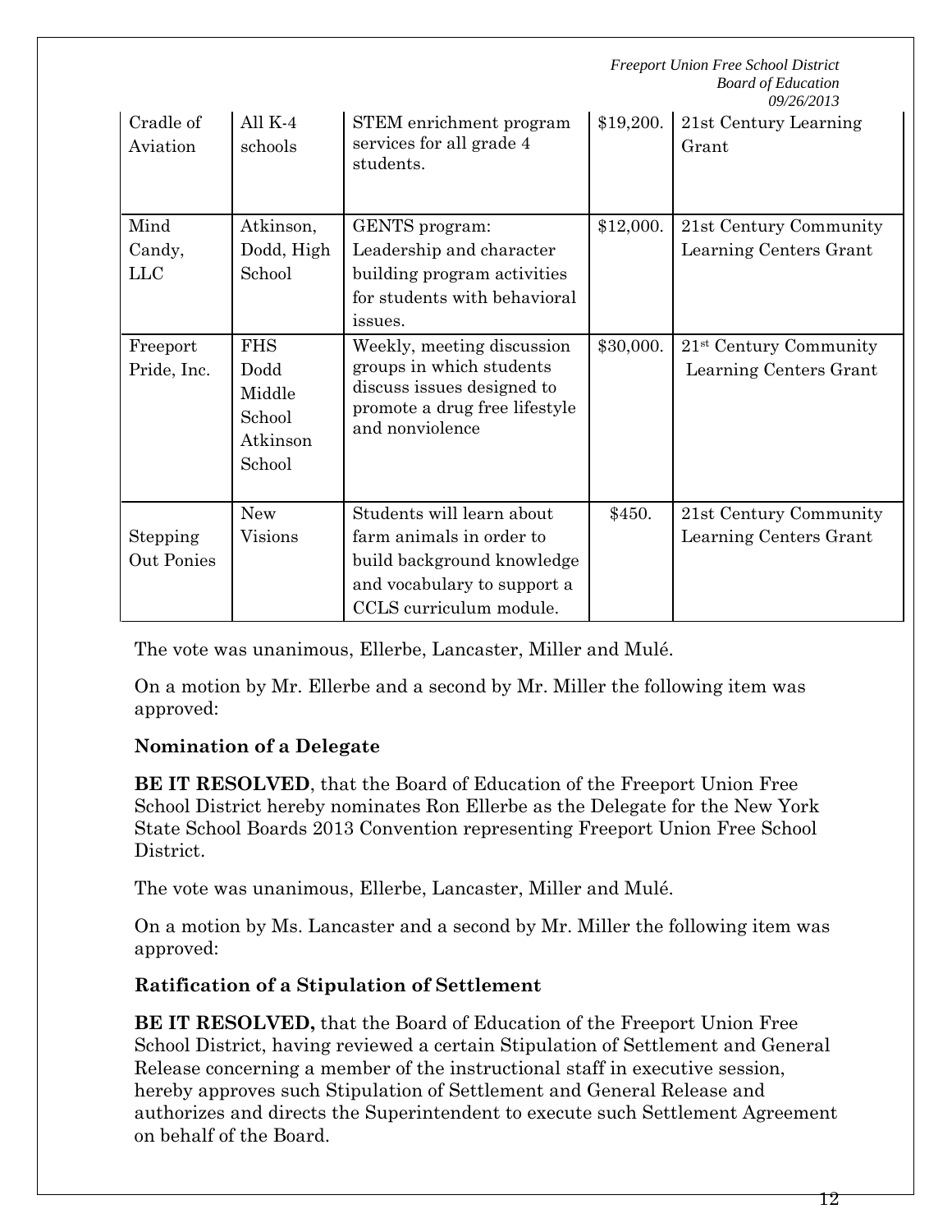| Cradle of Aviation | All K-4 schools | STEM enrichment program services for all grade 4 students. | $19,200. | 21st Century Learning Grant |
|---|---|---|---|---|
| Mind Candy, LLC | Atkinson, Dodd, High School | GENTS program: Leadership and character building program activities for students with behavioral issues. | $12,000. | 21st Century Community Learning Centers Grant |
| Freeport Pride, Inc. | FHS Dodd Middle School Atkinson School | Weekly, meeting discussion groups in which students discuss issues designed to promote a drug free lifestyle and nonviolence | $30,000. | 21st Century Community Learning Centers Grant |
| Stepping Out Ponies | New Visions | Students will learn about farm animals in order to build background knowledge and vocabulary to support a CCLS curriculum module. | $450. | 21st Century Community Learning Centers Grant |

The vote was unanimous, Ellerbe, Lancaster, Miller and Mulé.

On a motion by Mr. Ellerbe and a second by Mr. Miller the following item was approved:

**Nomination of a Delegate**

**BE IT RESOLVED**, that the Board of Education of the Freeport Union Free School District hereby nominates Ron Ellerbe as the Delegate for the New York State School Boards 2013 Convention representing Freeport Union Free School District.

The vote was unanimous, Ellerbe, Lancaster, Miller and Mulé.

On a motion by Ms. Lancaster and a second by Mr. Miller the following item was approved:

**Ratification of a Stipulation of Settlement**

**BE IT RESOLVED,** that the Board of Education of the Freeport Union Free School District, having reviewed a certain Stipulation of Settlement and General Release concerning a member of the instructional staff in executive session, hereby approves such Stipulation of Settlement and General Release and authorizes and directs the Superintendent to execute such Settlement Agreement on behalf of the Board.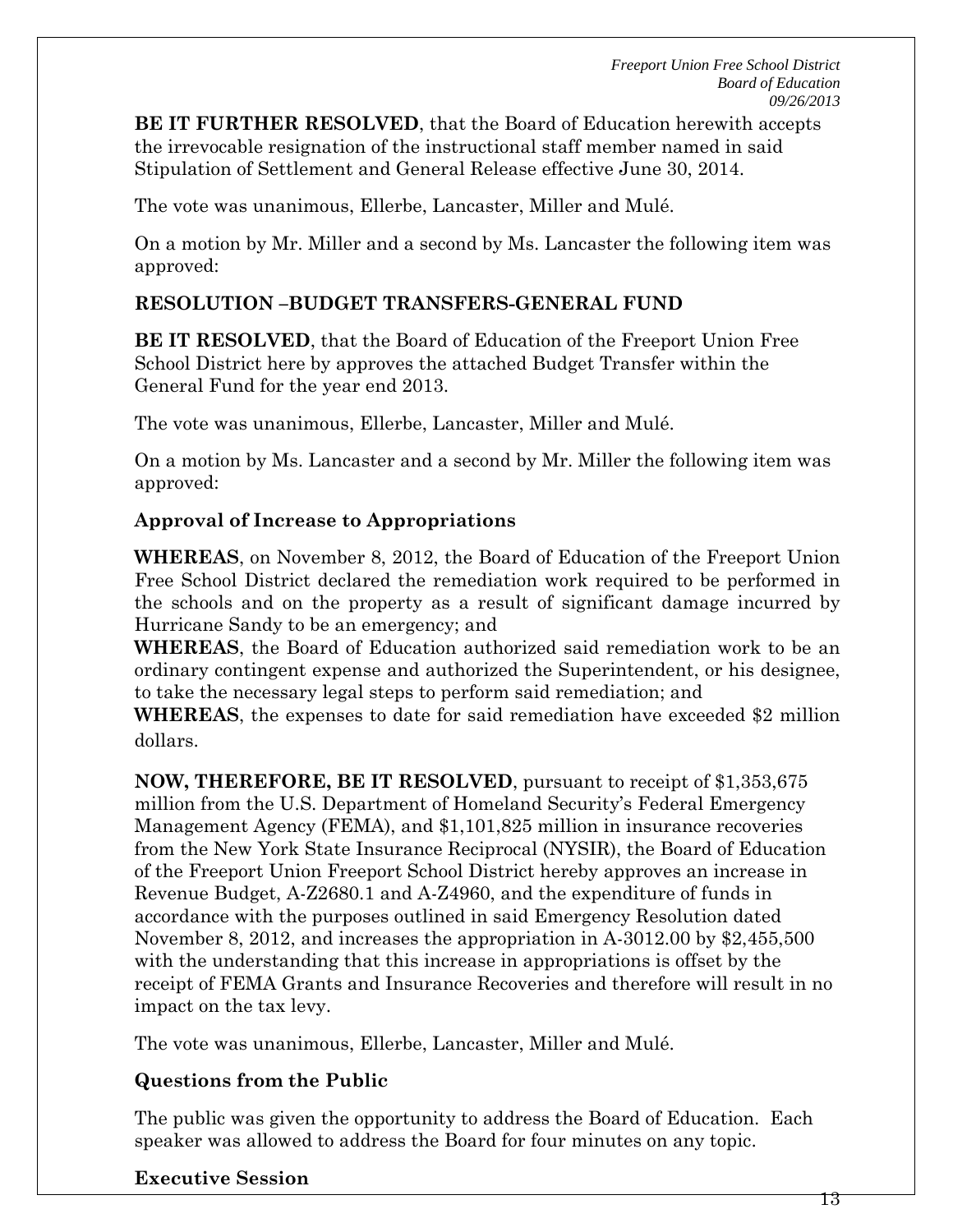**BE IT FURTHER RESOLVED**, that the Board of Education herewith accepts the irrevocable resignation of the instructional staff member named in said Stipulation of Settlement and General Release effective June 30, 2014.

The vote was unanimous, Ellerbe, Lancaster, Miller and Mulé.

On a motion by Mr. Miller and a second by Ms. Lancaster the following item was approved:

**RESOLUTION –BUDGET TRANSFERS-GENERAL FUND**

**BE IT RESOLVED**, that the Board of Education of the Freeport Union Free School District here by approves the attached Budget Transfer within the General Fund for the year end 2013.

The vote was unanimous, Ellerbe, Lancaster, Miller and Mulé.

On a motion by Ms. Lancaster and a second by Mr. Miller the following item was approved:

**Approval of Increase to Appropriations**

**WHEREAS**, on November 8, 2012, the Board of Education of the Freeport Union Free School District declared the remediation work required to be performed in the schools and on the property as a result of significant damage incurred by Hurricane Sandy to be an emergency; and

**WHEREAS**, the Board of Education authorized said remediation work to be an ordinary contingent expense and authorized the Superintendent, or his designee, to take the necessary legal steps to perform said remediation; and

**WHEREAS**, the expenses to date for said remediation have exceeded $2 million dollars.

**NOW, THEREFORE, BE IT RESOLVED**, pursuant to receipt of $1,353,675 million from the U.S. Department of Homeland Security's Federal Emergency Management Agency (FEMA), and $1,101,825 million in insurance recoveries from the New York State Insurance Reciprocal (NYSIR), the Board of Education of the Freeport Union Freeport School District hereby approves an increase in Revenue Budget, A-Z2680.1 and A-Z4960, and the expenditure of funds in accordance with the purposes outlined in said Emergency Resolution dated November 8, 2012, and increases the appropriation in A-3012.00 by $2,455,500 with the understanding that this increase in appropriations is offset by the receipt of FEMA Grants and Insurance Recoveries and therefore will result in no impact on the tax levy.

The vote was unanimous, Ellerbe, Lancaster, Miller and Mulé.

**Questions from the Public**

The public was given the opportunity to address the Board of Education. Each speaker was allowed to address the Board for four minutes on any topic.

**Executive Session**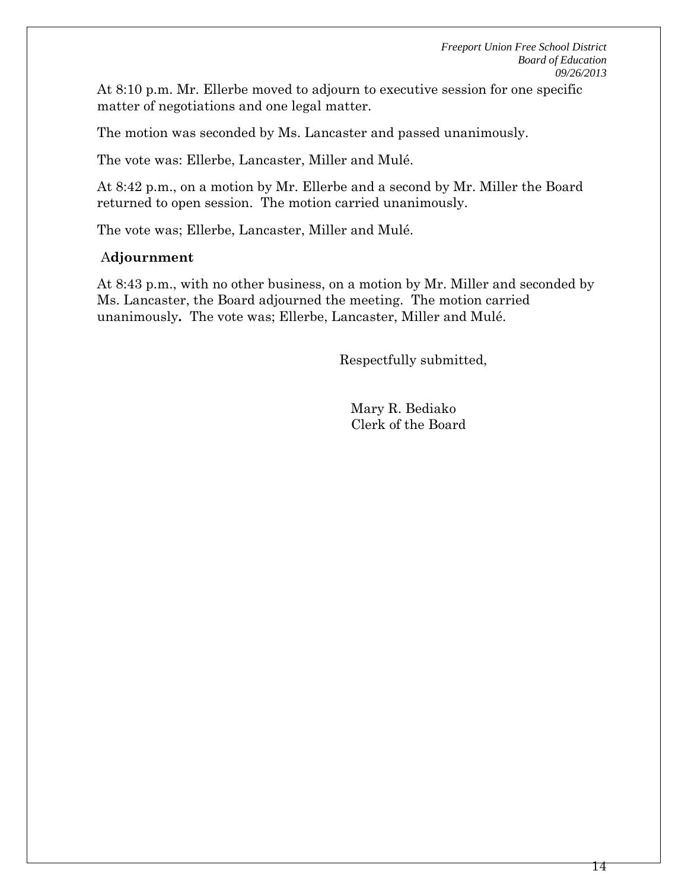At 8:10 p.m. Mr. Ellerbe moved to adjourn to executive session for one specific matter of negotiations and one legal matter.

The motion was seconded by Ms. Lancaster and passed unanimously.

The vote was: Ellerbe, Lancaster, Miller and Mulé.

At 8:42 p.m., on a motion by Mr. Ellerbe and a second by Mr. Miller the Board returned to open session. The motion carried unanimously.

The vote was; Ellerbe, Lancaster, Miller and Mulé.

**Adjournment**

At 8:43 p.m., with no other business, on a motion by Mr. Miller and seconded by Ms. Lancaster, the Board adjourned the meeting. The motion carried unanimously**.** The vote was; Ellerbe, Lancaster, Miller and Mulé.

Respectfully submitted,

Mary R. Bediako
Clerk of the Board